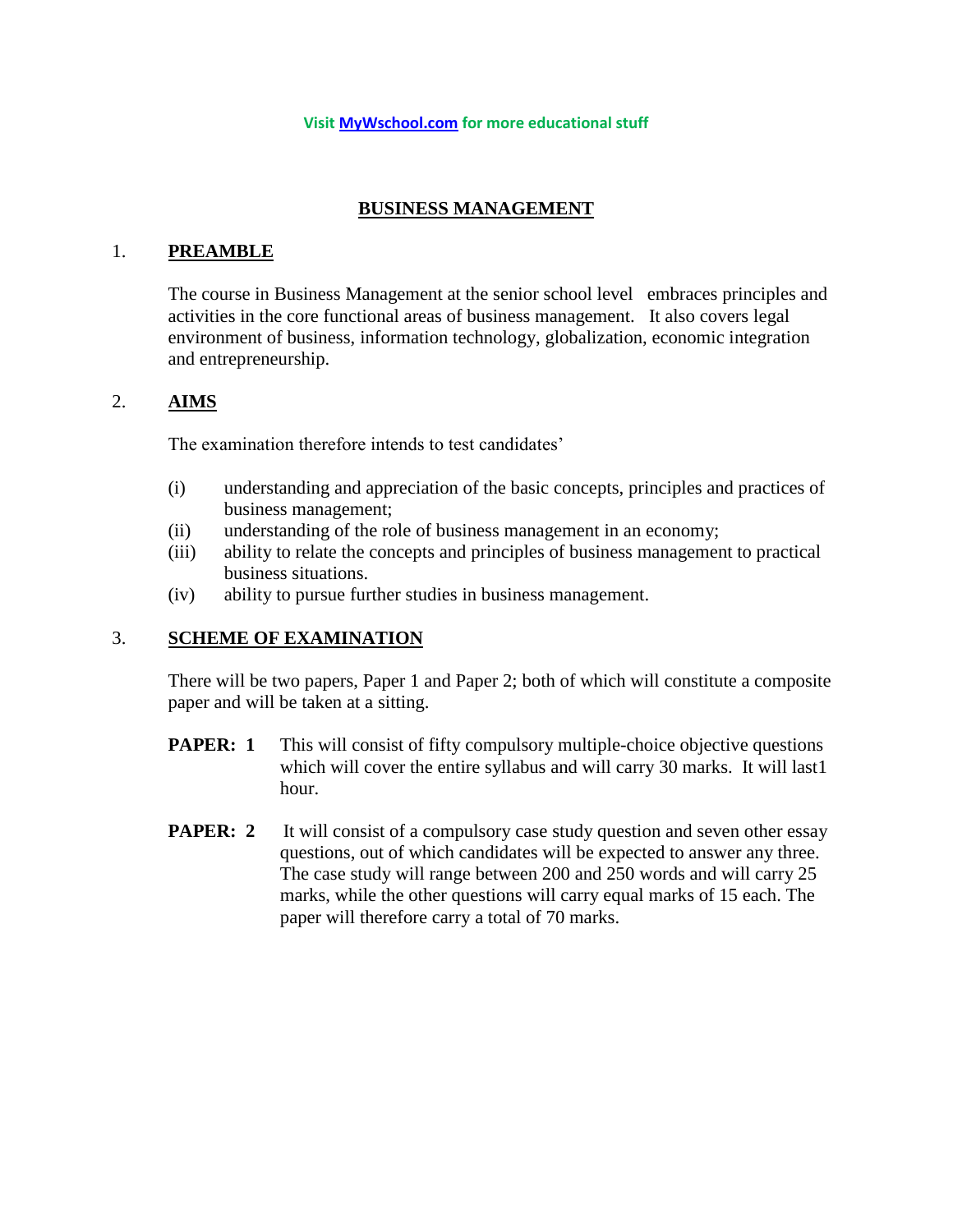Visit MyWschool.com for more educational stuff

# BUSINESS MANAGEMENT

## 1. PREAMBLE

The course in Business Management at the senior school level embraces principles and activities in the core functional areas of business management. It also covers legal environment of business, information technology, globalization, economic integration and entrepreneurship.

## 2. AIMS

The examination therefore intends to test candidates'

- (i) understanding and appreciation of the basic concepts, principles and practices of business management;
- (ii) understanding of the role of business management in an economy;
- (iii) ability to relate the concepts and principles of business management to practical business situations.
- (iv) ability to pursue further studies in business management.

## 3. SCHEME OF EXAMINATION

There will be two papers, Paper 1 and Paper 2; both of which will constitute a composite paper and will be taken at a sitting.

**PAPER: 1** This will consist of fifty compulsory multiple-choice objective questions which will cover the entire syllabus and will carry 30 marks. It will last1 hour.

**PAPER: 2** It will consist of a compulsory case study question and seven other essay questions, out of which candidates will be expected to answer any three. The case study will range between 200 and 250 words and will carry 25 marks, while the other questions will carry equal marks of 15 each. The paper will therefore carry a total of 70 marks.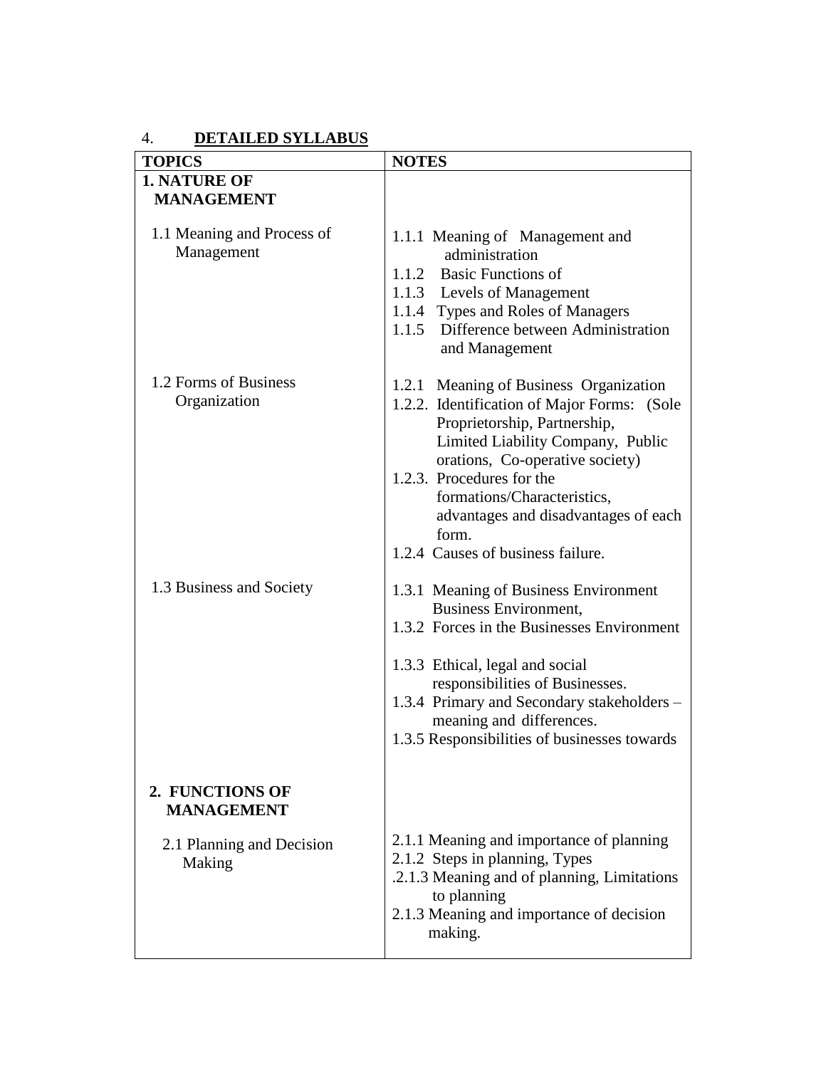4. **DETAILED SYLLABUS**

| TOPICS | NOTES |
|---|---|
| **1. NATURE OF MANAGEMENT** | |
| 1.1 Meaning and Process of Management | 1.1.1 Meaning of Management and administration<br>1.1.2 Basic Functions of<br>1.1.3 Levels of Management<br>1.1.4 Types and Roles of Managers<br>1.1.5 Difference between Administration and Management |
| 1.2 Forms of Business Organization | 1.2.1 Meaning of Business Organization<br>1.2.2. Identification of Major Forms: (Sole Proprietorship, Partnership, Limited Liability Company, Public orations, Co-operative society)<br>1.2.3. Procedures for the formations/Characteristics, advantages and disadvantages of each form.<br>1.2.4 Causes of business failure. |
| 1.3 Business and Society | 1.3.1 Meaning of Business Environment Business Environment,<br>1.3.2 Forces in the Businesses Environment<br><br>1.3.3 Ethical, legal and social responsibilities of Businesses.<br>1.3.4 Primary and Secondary stakeholders – meaning and differences.<br>1.3.5 Responsibilities of businesses towards |
| **2. FUNCTIONS OF MANAGEMENT** | |
| 2.1 Planning and Decision Making | 2.1.1 Meaning and importance of planning<br>2.1.2 Steps in planning, Types<br>.2.1.3 Meaning and of planning, Limitations to planning<br>2.1.3 Meaning and importance of decision making. |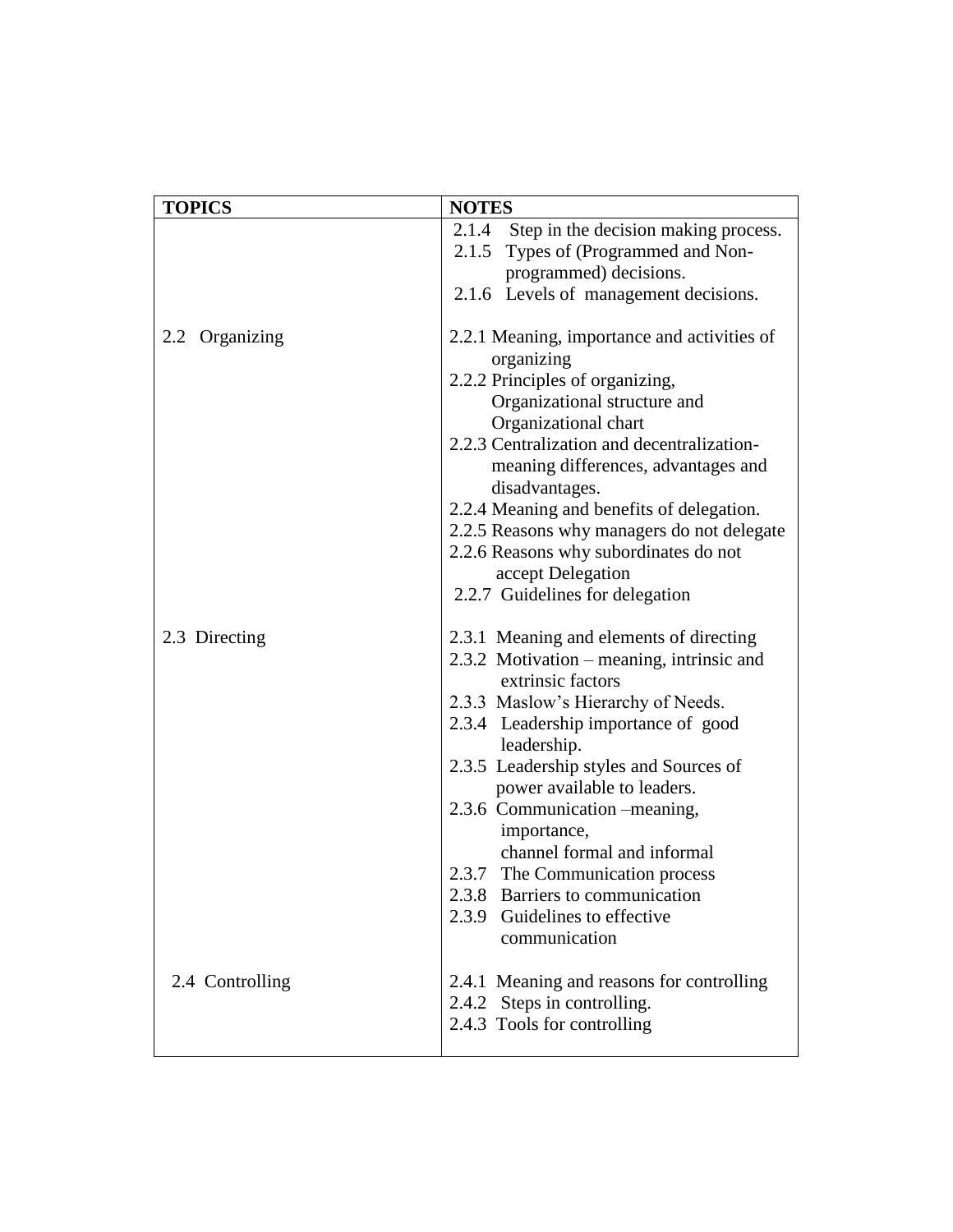| TOPICS | NOTES |
|---|---|
| | 2.1.4 Step in the decision making process.<br>2.1.5 Types of (Programmed and Non-programmed) decisions.<br>2.1.6 Levels of management decisions. |
| 2.2 Organizing | 2.2.1 Meaning, importance and activities of organizing<br>2.2.2 Principles of organizing, Organizational structure and Organizational chart<br>2.2.3 Centralization and decentralization-meaning differences, advantages and disadvantages.<br>2.2.4 Meaning and benefits of delegation.<br>2.2.5 Reasons why managers do not delegate<br>2.2.6 Reasons why subordinates do not accept Delegation<br>2.2.7 Guidelines for delegation |
| 2.3 Directing | 2.3.1 Meaning and elements of directing<br>2.3.2 Motivation – meaning, intrinsic and extrinsic factors<br>2.3.3 Maslow's Hierarchy of Needs.<br>2.3.4 Leadership importance of good leadership.<br>2.3.5 Leadership styles and Sources of power available to leaders.<br>2.3.6 Communication –meaning, importance, channel formal and informal<br>2.3.7 The Communication process<br>2.3.8 Barriers to communication<br>2.3.9 Guidelines to effective communication |
| 2.4 Controlling | 2.4.1 Meaning and reasons for controlling<br>2.4.2 Steps in controlling.<br>2.4.3 Tools for controlling |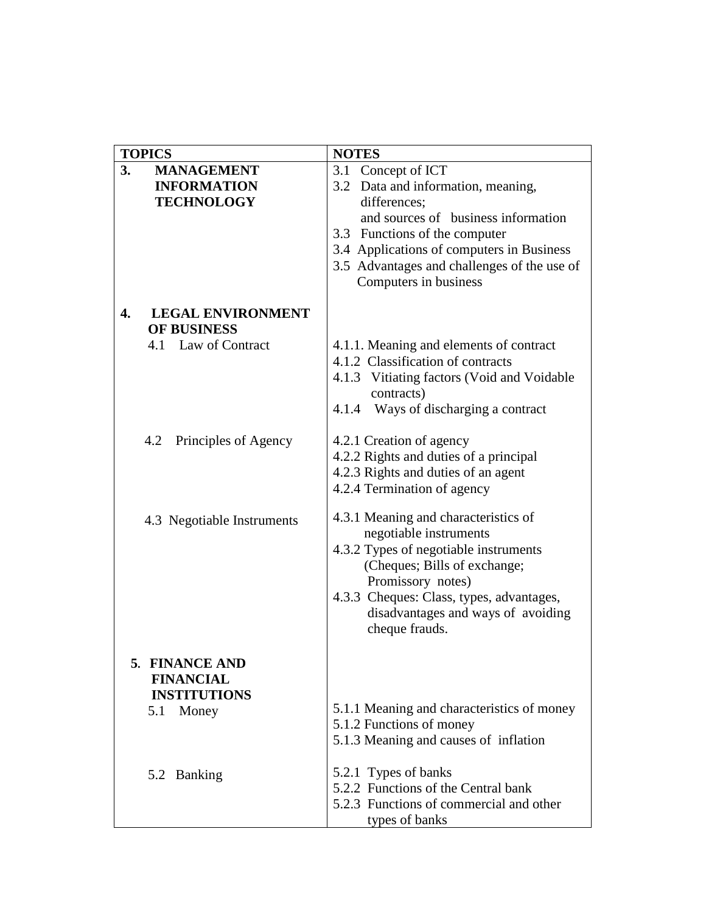| TOPICS | NOTES |
|---|---|
| **3. MANAGEMENT INFORMATION TECHNOLOGY** | 3.1 Concept of ICT<br>3.2 Data and information, meaning, differences; and sources of business information<br>3.3 Functions of the computer<br>3.4 Applications of computers in Business<br>3.5 Advantages and challenges of the use of Computers in business |
| **4. LEGAL ENVIRONMENT OF BUSINESS** | |
| 4.1 Law of Contract | 4.1.1. Meaning and elements of contract<br>4.1.2 Classification of contracts<br>4.1.3 Vitiating factors (Void and Voidable contracts)<br>4.1.4 Ways of discharging a contract |
| 4.2 Principles of Agency | 4.2.1 Creation of agency<br>4.2.2 Rights and duties of a principal<br>4.2.3 Rights and duties of an agent<br>4.2.4 Termination of agency |
| 4.3 Negotiable Instruments | 4.3.1 Meaning and characteristics of negotiable instruments<br>4.3.2 Types of negotiable instruments (Cheques; Bills of exchange; Promissory notes)<br>4.3.3 Cheques: Class, types, advantages, disadvantages and ways of avoiding cheque frauds. |
| **5. FINANCE AND FINANCIAL INSTITUTIONS** | |
| 5.1 Money | 5.1.1 Meaning and characteristics of money<br>5.1.2 Functions of money<br>5.1.3 Meaning and causes of inflation |
| 5.2 Banking | 5.2.1 Types of banks<br>5.2.2 Functions of the Central bank<br>5.2.3 Functions of commercial and other types of banks |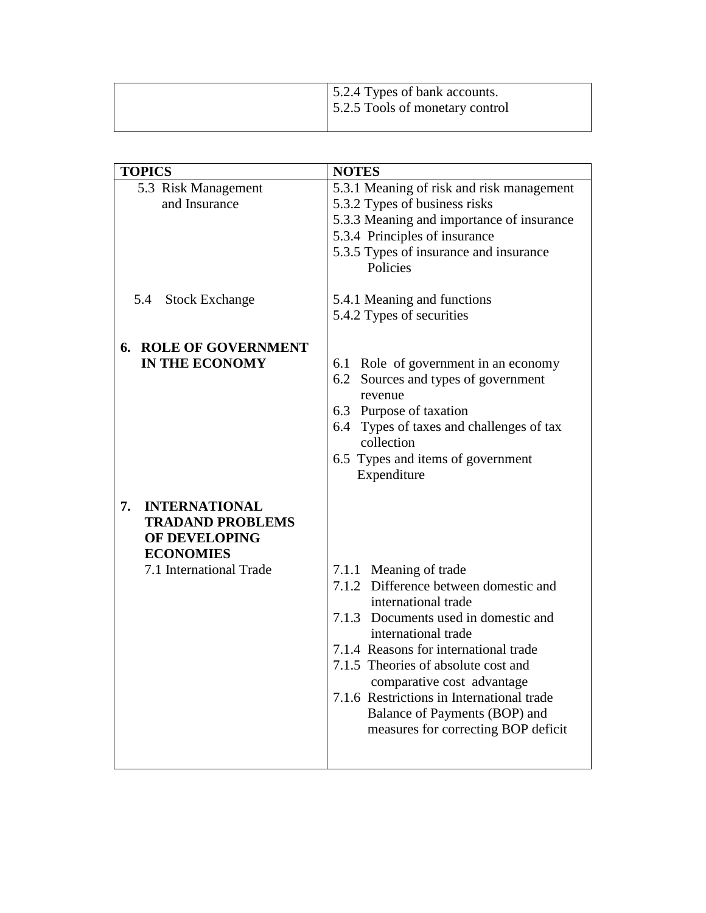| | |
|---|---|
| | 5.2.4 Types of bank accounts.<br>5.2.5 Tools of monetary control |

| TOPICS | NOTES |
|---|---|
| 5.3 Risk Management and Insurance | 5.3.1 Meaning of risk and risk management<br>5.3.2 Types of business risks<br>5.3.3 Meaning and importance of insurance<br>5.3.4 Principles of insurance<br>5.3.5 Types of insurance and insurance Policies |
| 5.4 Stock Exchange | 5.4.1 Meaning and functions<br>5.4.2 Types of securities |
| **6. ROLE OF GOVERNMENT IN THE ECONOMY** | 6.1 Role of government in an economy<br>6.2 Sources and types of government revenue<br>6.3 Purpose of taxation<br>6.4 Types of taxes and challenges of tax collection<br>6.5 Types and items of government Expenditure |
| **7. INTERNATIONAL TRADAND PROBLEMS OF DEVELOPING ECONOMIES**<br>7.1 International Trade | 7.1.1 Meaning of trade<br>7.1.2 Difference between domestic and international trade<br>7.1.3 Documents used in domestic and international trade<br>7.1.4 Reasons for international trade<br>7.1.5 Theories of absolute cost and comparative cost advantage<br>7.1.6 Restrictions in International trade Balance of Payments (BOP) and measures for correcting BOP deficit |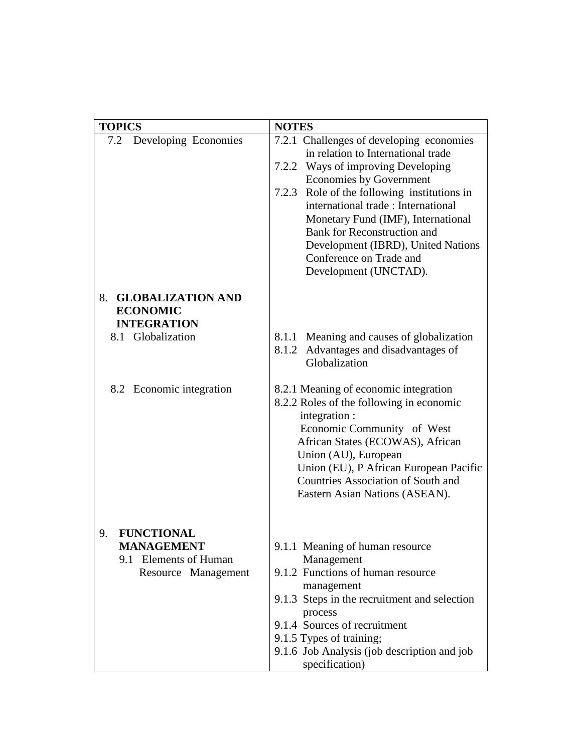| TOPICS | NOTES |
|---|---|
| 7.2 Developing Economies | 7.2.1 Challenges of developing economies in relation to International trade<br>7.2.2 Ways of improving Developing Economies by Government<br>7.2.3 Role of the following institutions in international trade : International Monetary Fund (IMF), International Bank for Reconstruction and Development (IBRD), United Nations Conference on Trade and Development (UNCTAD). |
| 8. **GLOBALIZATION AND ECONOMIC INTEGRATION** | |
| 8.1 Globalization | 8.1.1 Meaning and causes of globalization<br>8.1.2 Advantages and disadvantages of Globalization |
| 8.2 Economic integration | 8.2.1 Meaning of economic integration<br>8.2.2 Roles of the following in economic integration :<br>Economic Community of West African States (ECOWAS), African Union (AU), European Union (EU), P African European Pacific Countries Association of South and Eastern Asian Nations (ASEAN). |
| 9. **FUNCTIONAL MANAGEMENT**<br>9.1 Elements of Human Resource Management | 9.1.1 Meaning of human resource Management<br>9.1.2 Functions of human resource management<br>9.1.3 Steps in the recruitment and selection process<br>9.1.4 Sources of recruitment<br>9.1.5 Types of training;<br>9.1.6 Job Analysis (job description and job specification) |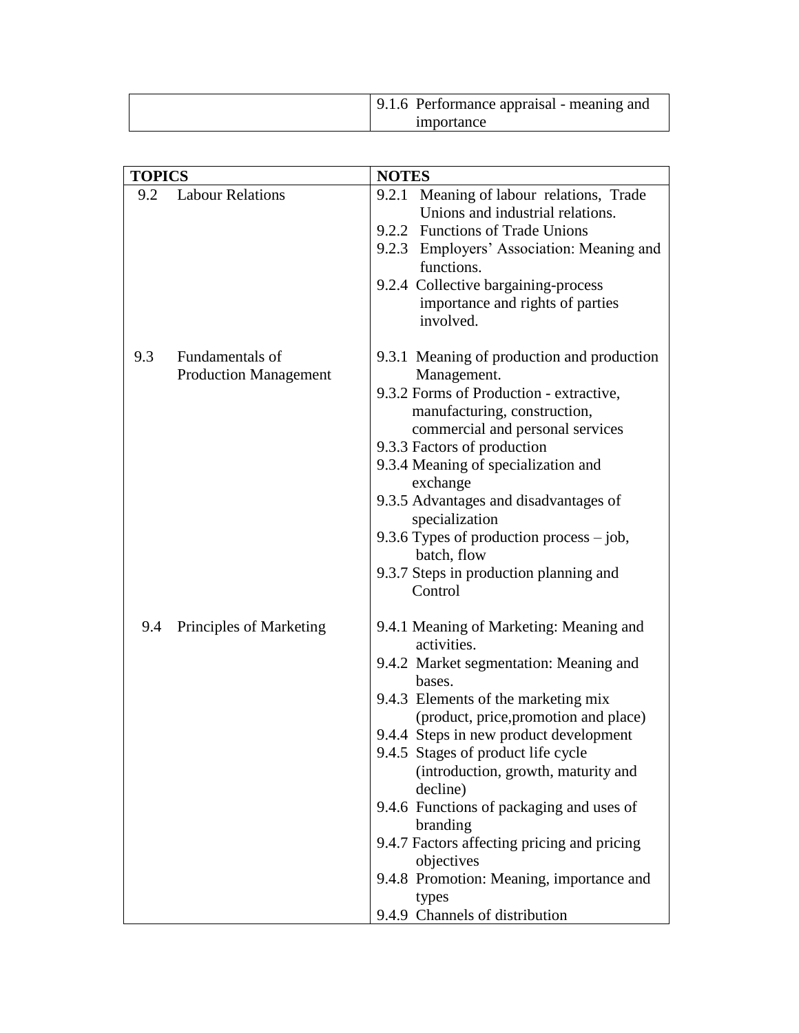| | |
|---|---|
| | 9.1.6 Performance appraisal - meaning and importance |

| TOPICS | NOTES |
|---|---|
| 9.2 Labour Relations | 9.2.1 Meaning of labour relations, Trade Unions and industrial relations.<br>9.2.2 Functions of Trade Unions<br>9.2.3 Employers' Association: Meaning and functions.<br>9.2.4 Collective bargaining-process importance and rights of parties involved. |
| 9.3 Fundamentals of Production Management | 9.3.1 Meaning of production and production Management.<br>9.3.2 Forms of Production - extractive, manufacturing, construction, commercial and personal services<br>9.3.3 Factors of production<br>9.3.4 Meaning of specialization and exchange<br>9.3.5 Advantages and disadvantages of specialization<br>9.3.6 Types of production process – job, batch, flow<br>9.3.7 Steps in production planning and Control |
| 9.4 Principles of Marketing | 9.4.1 Meaning of Marketing: Meaning and activities.<br>9.4.2 Market segmentation: Meaning and bases.<br>9.4.3 Elements of the marketing mix (product, price,promotion and place)<br>9.4.4 Steps in new product development<br>9.4.5 Stages of product life cycle (introduction, growth, maturity and decline)<br>9.4.6 Functions of packaging and uses of branding<br>9.4.7 Factors affecting pricing and pricing objectives<br>9.4.8 Promotion: Meaning, importance and types<br>9.4.9 Channels of distribution |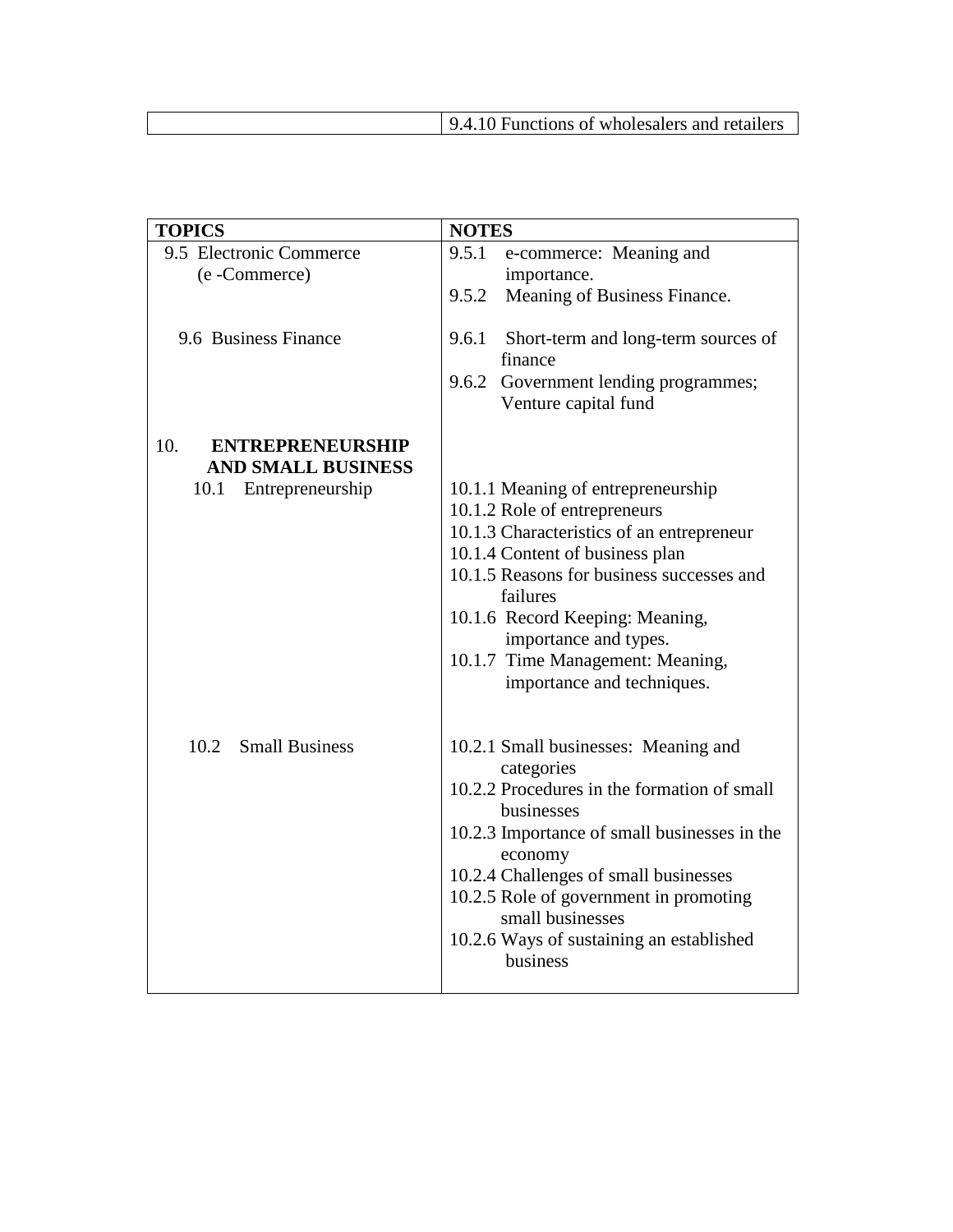| | |
|---|---|
| | 9.4.10 Functions of wholesalers and retailers |

| TOPICS | NOTES |
|---|---|
| 9.5 Electronic Commerce (e -Commerce) | 9.5.1 e-commerce: Meaning and importance.<br>9.5.2 Meaning of Business Finance. |
| 9.6 Business Finance | 9.6.1 Short-term and long-term sources of finance<br>9.6.2 Government lending programmes; Venture capital fund |
| 10. **ENTREPRENEURSHIP AND SMALL BUSINESS** | |
| 10.1 Entrepreneurship | 10.1.1 Meaning of entrepreneurship<br>10.1.2 Role of entrepreneurs<br>10.1.3 Characteristics of an entrepreneur<br>10.1.4 Content of business plan<br>10.1.5 Reasons for business successes and failures<br>10.1.6 Record Keeping: Meaning, importance and types.<br>10.1.7 Time Management: Meaning, importance and techniques. |
| 10.2 Small Business | 10.2.1 Small businesses: Meaning and categories<br>10.2.2 Procedures in the formation of small businesses<br>10.2.3 Importance of small businesses in the economy<br>10.2.4 Challenges of small businesses<br>10.2.5 Role of government in promoting small businesses<br>10.2.6 Ways of sustaining an established business |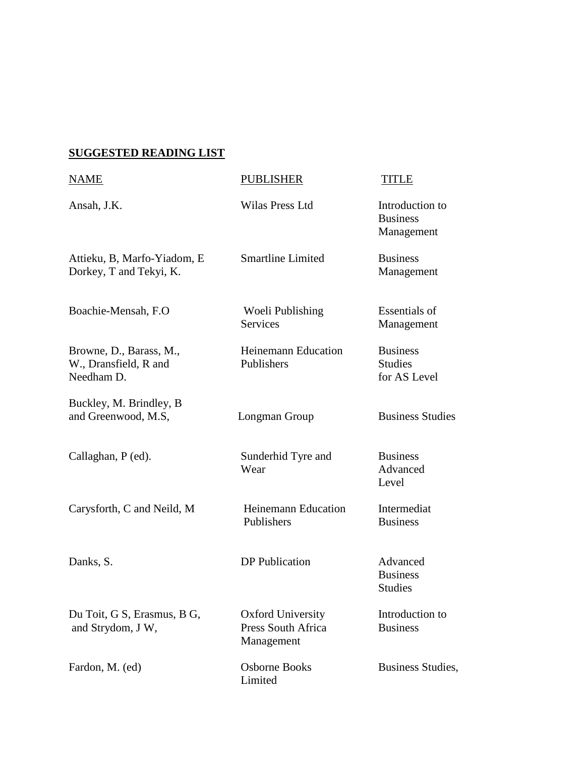## SUGGESTED READING LIST

| NAME | PUBLISHER | TITLE |
| --- | --- | --- |
| Ansah, J.K. | Wilas Press Ltd | Introduction to Business Management |
| Attieku, B, Marfo-Yiadom, E Dorkey, T and Tekyi, K. | Smartline Limited | Business Management |
| Boachie-Mensah, F.O | Woeli Publishing Services | Essentials of Management |
| Browne, D., Barass, M., W., Dransfield, R and Needham D. | Heinemann Education Publishers | Business Studies for AS Level |
| Buckley, M. Brindley, B and Greenwood, M.S, | Longman Group | Business Studies |
| Callaghan, P (ed). | Sunderhid Tyre and Wear | Business Advanced Level |
| Carysforth, C and Neild, M | Heinemann Education Publishers | Intermediat Business |
| Danks, S. | DP Publication | Advanced Business Studies |
| Du Toit, G S, Erasmus, B G, and Strydom, J W, | Oxford University Press South Africa Management | Introduction to Business |
| Fardon, M. (ed) | Osborne Books Limited | Business Studies, |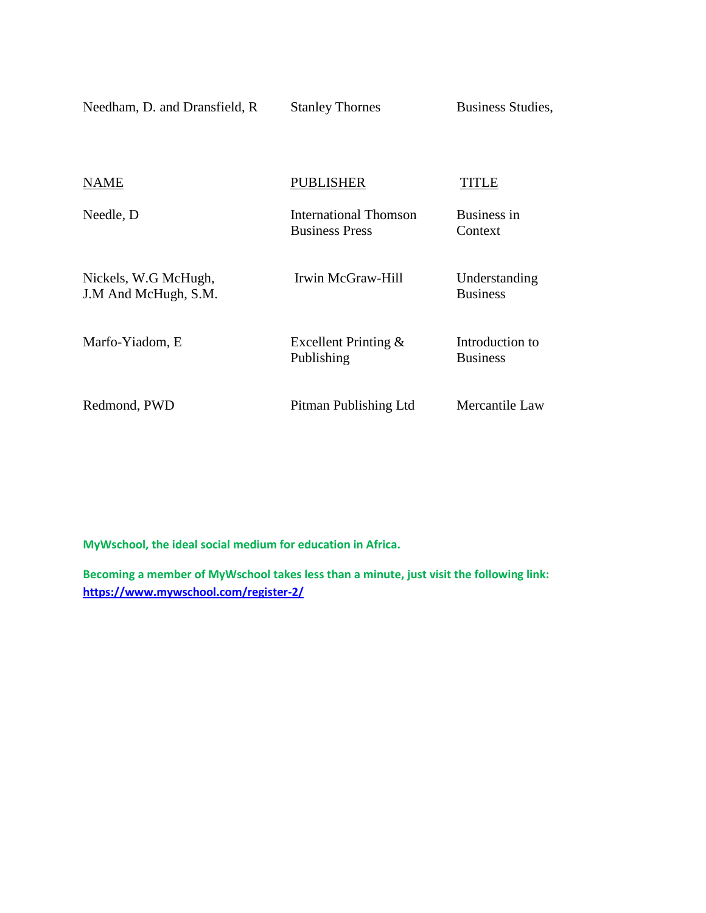| | | |
|---|---|---|
| Needham, D. and Dransfield, R | Stanley Thornes | Business Studies, |

| NAME | PUBLISHER | TITLE |
|---|---|---|
| Needle, D | International Thomson Business Press | Business in Context |
| Nickels, W.G McHugh, J.M And McHugh, S.M. | Irwin McGraw-Hill | Understanding Business |
| Marfo-Yiadom, E | Excellent Printing & Publishing | Introduction to Business |
| Redmond, PWD | Pitman Publishing Ltd | Mercantile Law |

**MyWschool, the ideal social medium for education in Africa.**

**Becoming a member of MyWschool takes less than a minute, just visit the following link: https://www.mywschool.com/register-2/**